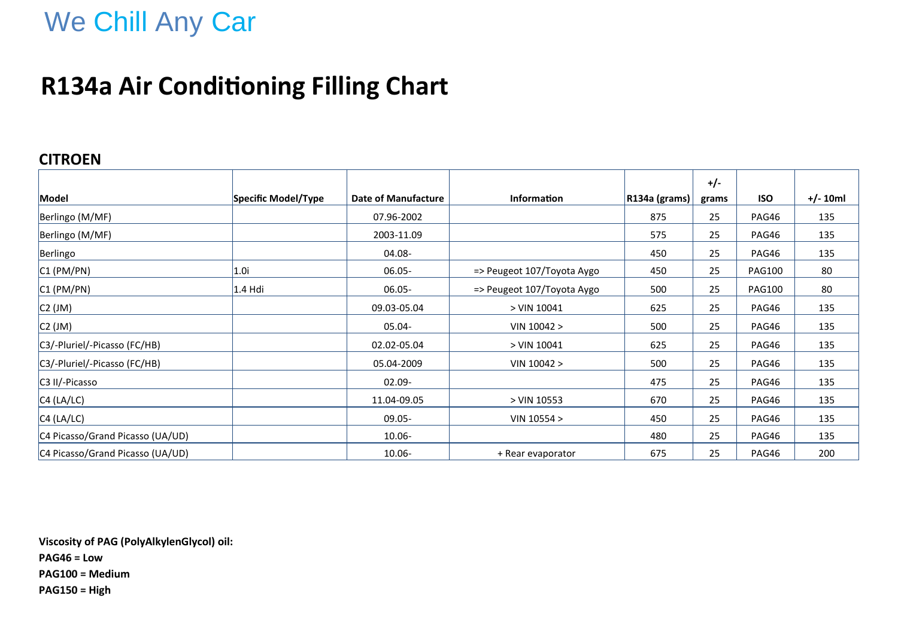We Chill Any Car

# R134a Air Conditioning Filling Chart

## CITROEN

| Model | Specific Model/Type | Date of Manufacture | Information | R134a (grams) | +/- grams | ISO | +/- 10ml |
|---|---|---|---|---|---|---|---|
| Berlingo (M/MF) | | 07.96-2002 | | 875 | 25 | PAG46 | 135 |
| Berlingo (M/MF) | | 2003-11.09 | | 575 | 25 | PAG46 | 135 |
| Berlingo | | 04.08- | | 450 | 25 | PAG46 | 135 |
| C1 (PM/PN) | 1.0i | 06.05- | => Peugeot 107/Toyota Aygo | 450 | 25 | PAG100 | 80 |
| C1 (PM/PN) | 1.4 Hdi | 06.05- | => Peugeot 107/Toyota Aygo | 500 | 25 | PAG100 | 80 |
| C2 (JM) | | 09.03-05.04 | > VIN 10041 | 625 | 25 | PAG46 | 135 |
| C2 (JM) | | 05.04- | VIN 10042 > | 500 | 25 | PAG46 | 135 |
| C3/-Pluriel/-Picasso (FC/HB) | | 02.02-05.04 | > VIN 10041 | 625 | 25 | PAG46 | 135 |
| C3/-Pluriel/-Picasso (FC/HB) | | 05.04-2009 | VIN 10042 > | 500 | 25 | PAG46 | 135 |
| C3 II/-Picasso | | 02.09- | | 475 | 25 | PAG46 | 135 |
| C4 (LA/LC) | | 11.04-09.05 | > VIN 10553 | 670 | 25 | PAG46 | 135 |
| C4 (LA/LC) | | 09.05- | VIN 10554 > | 450 | 25 | PAG46 | 135 |
| C4 Picasso/Grand Picasso (UA/UD) | | 10.06- | | 480 | 25 | PAG46 | 135 |
| C4 Picasso/Grand Picasso (UA/UD) | | 10.06- | + Rear evaporator | 675 | 25 | PAG46 | 200 |

**Viscosity of PAG (PolyAlkylenGlycol) oil:**

**PAG46 = Low**

**PAG100 = Medium**

**PAG150 = High**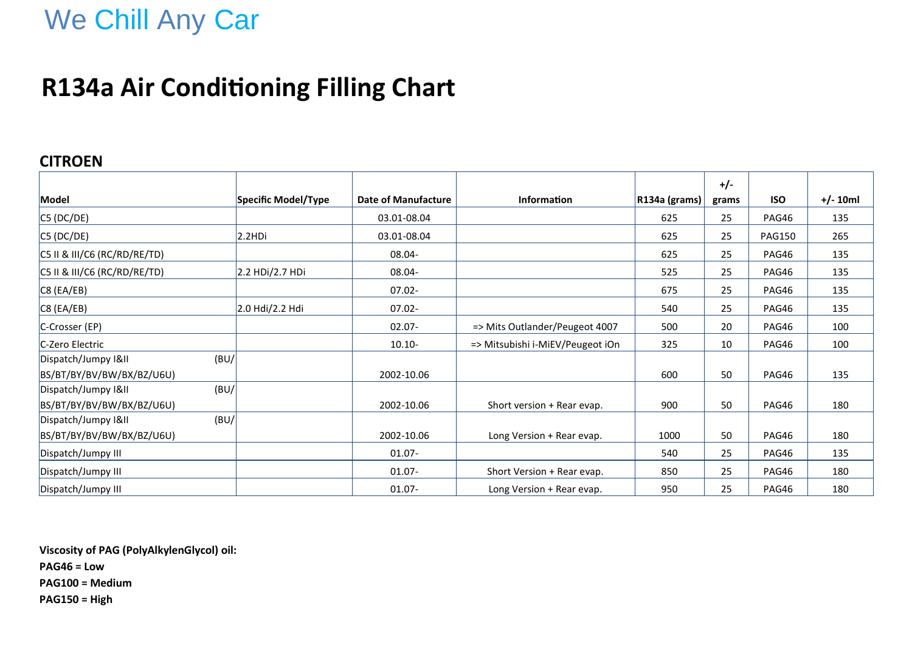We Chill Any Car

# R134a Air Conditioning Filling Chart

## CITROEN

| Model | Specific Model/Type | Date of Manufacture | Information | R134a (grams) | +/- grams | ISO | +/- 10ml |
|---|---|---|---|---|---|---|---|
| C5 (DC/DE) | | 03.01-08.04 | | 625 | 25 | PAG46 | 135 |
| C5 (DC/DE) | 2.2HDi | 03.01-08.04 | | 625 | 25 | PAG150 | 265 |
| C5 II & III/C6 (RC/RD/RE/TD) | | 08.04- | | 625 | 25 | PAG46 | 135 |
| C5 II & III/C6 (RC/RD/RE/TD) | 2.2 HDi/2.7 HDi | 08.04- | | 525 | 25 | PAG46 | 135 |
| C8 (EA/EB) | | 07.02- | | 675 | 25 | PAG46 | 135 |
| C8 (EA/EB) | 2.0 Hdi/2.2 Hdi | 07.02- | | 540 | 25 | PAG46 | 135 |
| C-Crosser (EP) | | 02.07- | => Mits Outlander/Peugeot 4007 | 500 | 20 | PAG46 | 100 |
| C-Zero Electric | | 10.10- | => Mitsubishi i-MiEV/Peugeot iOn | 325 | 10 | PAG46 | 100 |
| Dispatch/Jumpy I&II (BU/ BS/BT/BY/BV/BW/BX/BZ/U6U) | | 2002-10.06 | | 600 | 50 | PAG46 | 135 |
| Dispatch/Jumpy I&II (BU/ BS/BT/BY/BV/BW/BX/BZ/U6U) | | 2002-10.06 | Short version + Rear evap. | 900 | 50 | PAG46 | 180 |
| Dispatch/Jumpy I&II (BU/ BS/BT/BY/BV/BW/BX/BZ/U6U) | | 2002-10.06 | Long Version + Rear evap. | 1000 | 50 | PAG46 | 180 |
| Dispatch/Jumpy III | | 01.07- | | 540 | 25 | PAG46 | 135 |
| Dispatch/Jumpy III | | 01.07- | Short Version + Rear evap. | 850 | 25 | PAG46 | 180 |
| Dispatch/Jumpy III | | 01.07- | Long Version + Rear evap. | 950 | 25 | PAG46 | 180 |

**Viscosity of PAG (PolyAlkylenGlycol) oil:**
**PAG46 = Low**
**PAG100 = Medium**
**PAG150 = High**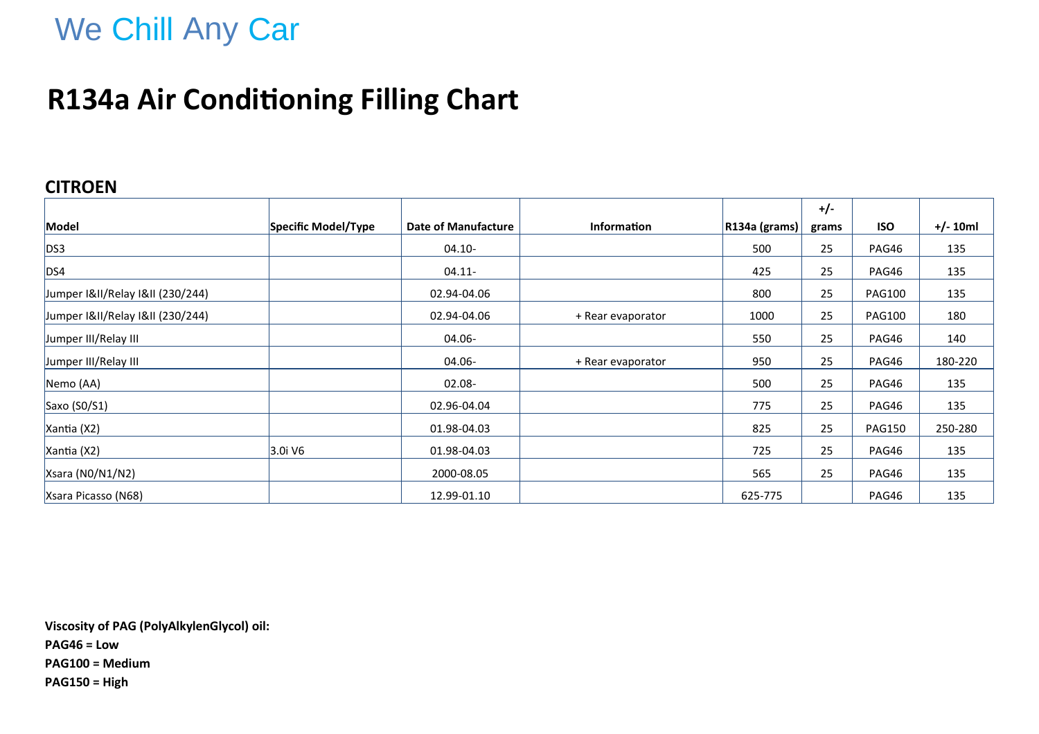We Chill Any Car

# R134a Air Conditioning Filling Chart

## CITROEN

| Model | Specific Model/Type | Date of Manufacture | Information | R134a (grams) | +/- grams | ISO | +/- 10ml |
|---|---|---|---|---|---|---|---|
| DS3 | | 04.10- | | 500 | 25 | PAG46 | 135 |
| DS4 | | 04.11- | | 425 | 25 | PAG46 | 135 |
| Jumper I&II/Relay I&II (230/244) | | 02.94-04.06 | | 800 | 25 | PAG100 | 135 |
| Jumper I&II/Relay I&II (230/244) | | 02.94-04.06 | + Rear evaporator | 1000 | 25 | PAG100 | 180 |
| Jumper III/Relay III | | 04.06- | | 550 | 25 | PAG46 | 140 |
| Jumper III/Relay III | | 04.06- | + Rear evaporator | 950 | 25 | PAG46 | 180-220 |
| Nemo (AA) | | 02.08- | | 500 | 25 | PAG46 | 135 |
| Saxo (S0/S1) | | 02.96-04.04 | | 775 | 25 | PAG46 | 135 |
| Xantia (X2) | | 01.98-04.03 | | 825 | 25 | PAG150 | 250-280 |
| Xantia (X2) | 3.0i V6 | 01.98-04.03 | | 725 | 25 | PAG46 | 135 |
| Xsara (N0/N1/N2) | | 2000-08.05 | | 565 | 25 | PAG46 | 135 |
| Xsara Picasso (N68) | | 12.99-01.10 | | 625-775 | | PAG46 | 135 |

**Viscosity of PAG (PolyAlkylenGlycol) oil:**
**PAG46 = Low**
**PAG100 = Medium**
**PAG150 = High**